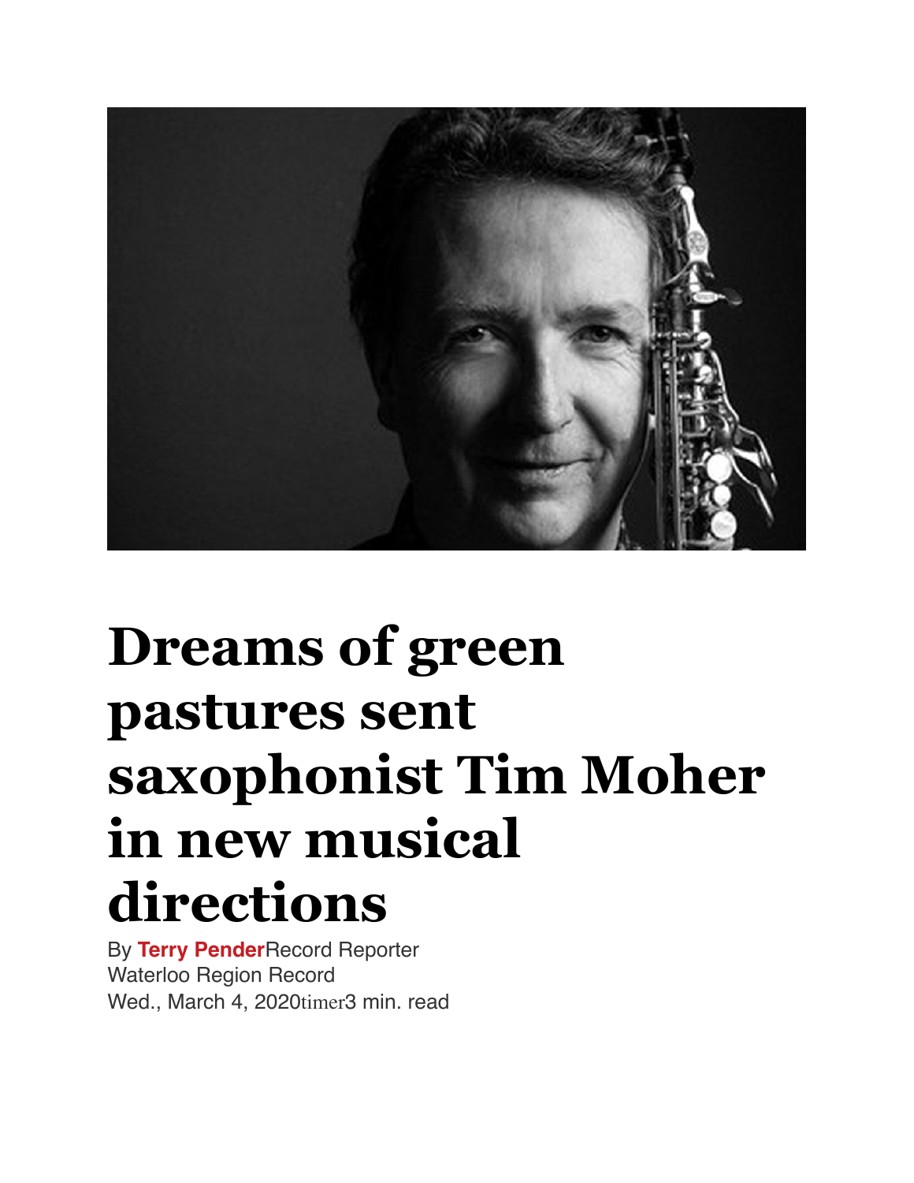# Dreams of green pastures sent saxophonist Tim Moher in new musical directions

By **Terry Pender** Record Reporter
Waterloo Region Record
Wed., March 4, 2020 timer 3 min. read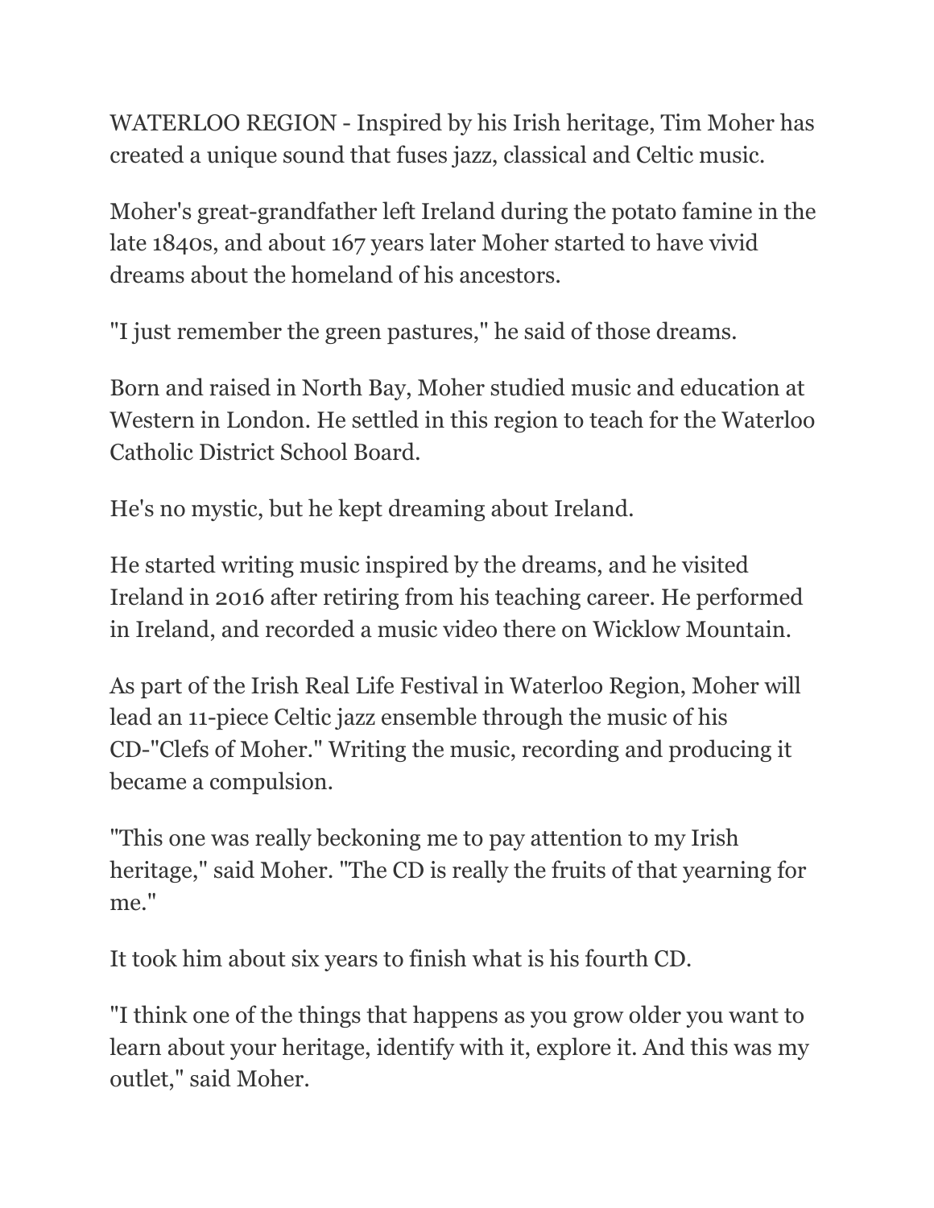WATERLOO REGION - Inspired by his Irish heritage, Tim Moher has created a unique sound that fuses jazz, classical and Celtic music.

Moher's great-grandfather left Ireland during the potato famine in the late 1840s, and about 167 years later Moher started to have vivid dreams about the homeland of his ancestors.

"I just remember the green pastures," he said of those dreams.

Born and raised in North Bay, Moher studied music and education at Western in London. He settled in this region to teach for the Waterloo Catholic District School Board.

He's no mystic, but he kept dreaming about Ireland.

He started writing music inspired by the dreams, and he visited Ireland in 2016 after retiring from his teaching career. He performed in Ireland, and recorded a music video there on Wicklow Mountain.

As part of the Irish Real Life Festival in Waterloo Region, Moher will lead an 11-piece Celtic jazz ensemble through the music of his CD-"Clefs of Moher." Writing the music, recording and producing it became a compulsion.

"This one was really beckoning me to pay attention to my Irish heritage," said Moher. "The CD is really the fruits of that yearning for me."

It took him about six years to finish what is his fourth CD.

"I think one of the things that happens as you grow older you want to learn about your heritage, identify with it, explore it. And this was my outlet," said Moher.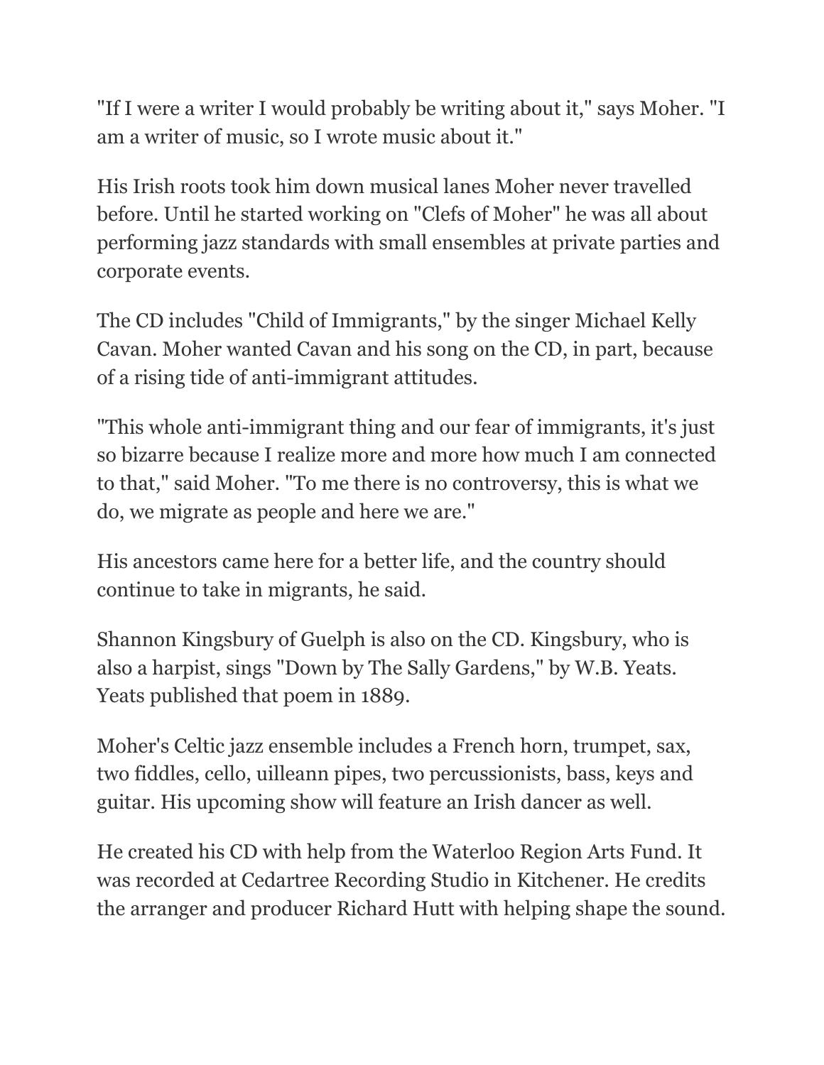"If I were a writer I would probably be writing about it," says Moher. "I am a writer of music, so I wrote music about it."

His Irish roots took him down musical lanes Moher never travelled before. Until he started working on "Clefs of Moher" he was all about performing jazz standards with small ensembles at private parties and corporate events.

The CD includes "Child of Immigrants," by the singer Michael Kelly Cavan. Moher wanted Cavan and his song on the CD, in part, because of a rising tide of anti-immigrant attitudes.

"This whole anti-immigrant thing and our fear of immigrants, it's just so bizarre because I realize more and more how much I am connected to that," said Moher. "To me there is no controversy, this is what we do, we migrate as people and here we are."

His ancestors came here for a better life, and the country should continue to take in migrants, he said.

Shannon Kingsbury of Guelph is also on the CD. Kingsbury, who is also a harpist, sings "Down by The Sally Gardens," by W.B. Yeats. Yeats published that poem in 1889.

Moher's Celtic jazz ensemble includes a French horn, trumpet, sax, two fiddles, cello, uilleann pipes, two percussionists, bass, keys and guitar. His upcoming show will feature an Irish dancer as well.

He created his CD with help from the Waterloo Region Arts Fund. It was recorded at Cedartree Recording Studio in Kitchener. He credits the arranger and producer Richard Hutt with helping shape the sound.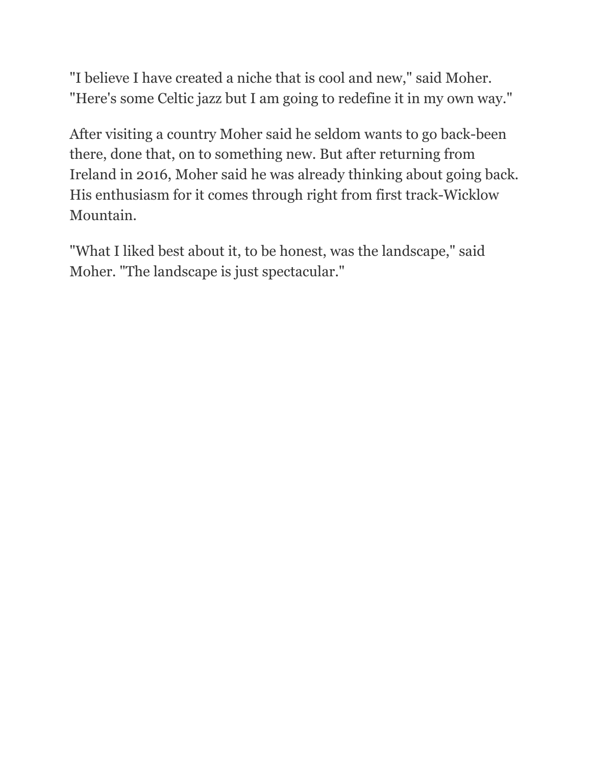"I believe I have created a niche that is cool and new," said Moher. "Here's some Celtic jazz but I am going to redefine it in my own way."

After visiting a country Moher said he seldom wants to go back-been there, done that, on to something new. But after returning from Ireland in 2016, Moher said he was already thinking about going back. His enthusiasm for it comes through right from first track-Wicklow Mountain.

"What I liked best about it, to be honest, was the landscape," said Moher. "The landscape is just spectacular."